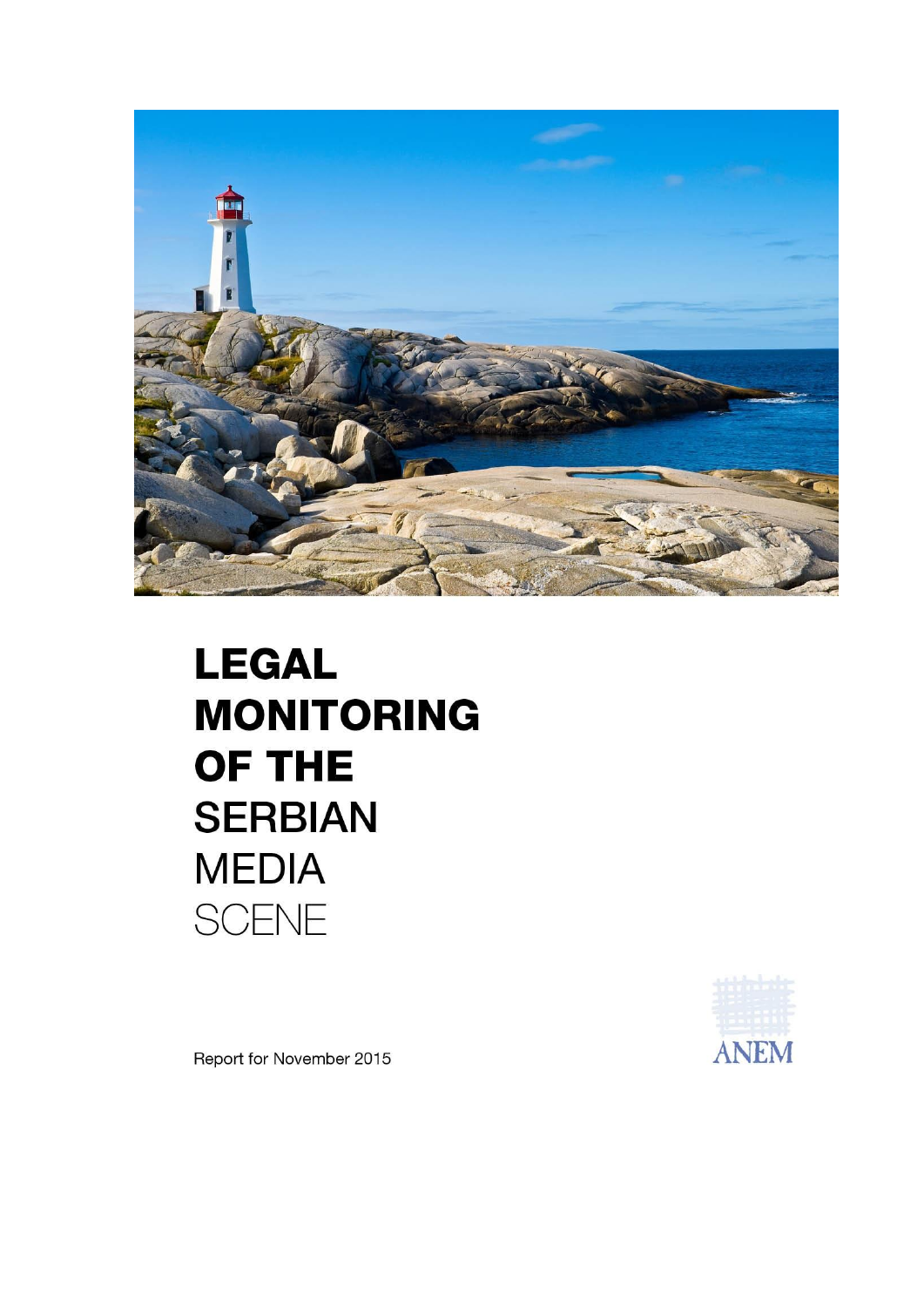# LEGAL MONITORING OF THE SERBIAN MEDIA SCENE

ANEM

Report for November 2015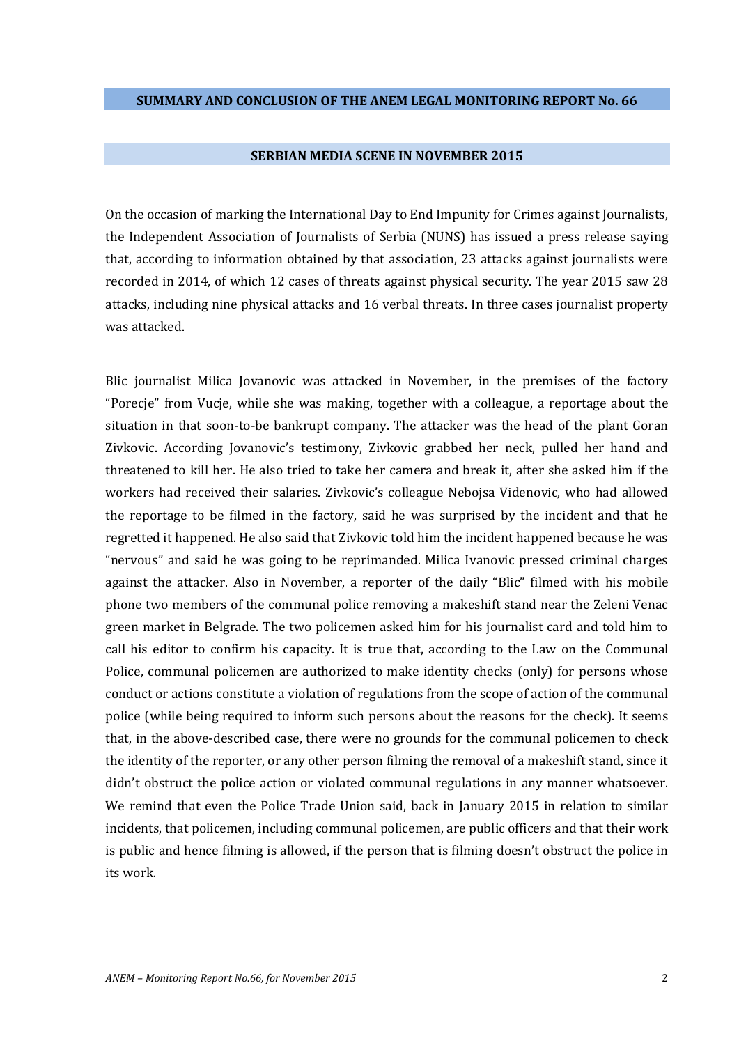## SUMMARY AND CONCLUSION OF THE ANEM LEGAL MONITORING REPORT No. 66

### SERBIAN MEDIA SCENE IN NOVEMBER 2015

On the occasion of marking the International Day to End Impunity for Crimes against Journalists, the Independent Association of Journalists of Serbia (NUNS) has issued a press release saying that, according to information obtained by that association, 23 attacks against journalists were recorded in 2014, of which 12 cases of threats against physical security. The year 2015 saw 28 attacks, including nine physical attacks and 16 verbal threats. In three cases journalist property was attacked.

Blic journalist Milica Jovanovic was attacked in November, in the premises of the factory "Porecje" from Vucje, while she was making, together with a colleague, a reportage about the situation in that soon-to-be bankrupt company. The attacker was the head of the plant Goran Zivkovic. According Jovanovic's testimony, Zivkovic grabbed her neck, pulled her hand and threatened to kill her. He also tried to take her camera and break it, after she asked him if the workers had received their salaries. Zivkovic's colleague Nebojsa Videnovic, who had allowed the reportage to be filmed in the factory, said he was surprised by the incident and that he regretted it happened. He also said that Zivkovic told him the incident happened because he was "nervous" and said he was going to be reprimanded. Milica Ivanovic pressed criminal charges against the attacker. Also in November, a reporter of the daily "Blic" filmed with his mobile phone two members of the communal police removing a makeshift stand near the Zeleni Venac green market in Belgrade. The two policemen asked him for his journalist card and told him to call his editor to confirm his capacity. It is true that, according to the Law on the Communal Police, communal policemen are authorized to make identity checks (only) for persons whose conduct or actions constitute a violation of regulations from the scope of action of the communal police (while being required to inform such persons about the reasons for the check). It seems that, in the above-described case, there were no grounds for the communal policemen to check the identity of the reporter, or any other person filming the removal of a makeshift stand, since it didn't obstruct the police action or violated communal regulations in any manner whatsoever. We remind that even the Police Trade Union said, back in January 2015 in relation to similar incidents, that policemen, including communal policemen, are public officers and that their work is public and hence filming is allowed, if the person that is filming doesn't obstruct the police in its work.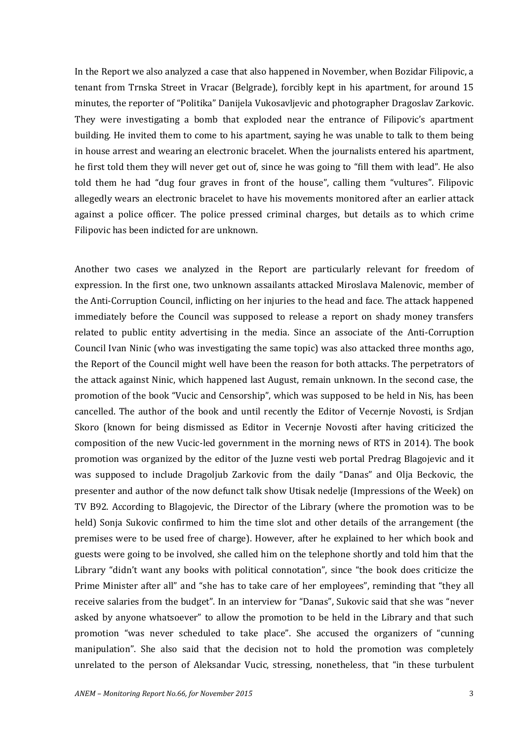In the Report we also analyzed a case that also happened in November, when Bozidar Filipovic, a tenant from Trnska Street in Vracar (Belgrade), forcibly kept in his apartment, for around 15 minutes, the reporter of "Politika" Danijela Vukosavljevic and photographer Dragoslav Zarkovic. They were investigating a bomb that exploded near the entrance of Filipovic's apartment building. He invited them to come to his apartment, saying he was unable to talk to them being in house arrest and wearing an electronic bracelet. When the journalists entered his apartment, he first told them they will never get out of, since he was going to "fill them with lead". He also told them he had "dug four graves in front of the house", calling them "vultures". Filipovic allegedly wears an electronic bracelet to have his movements monitored after an earlier attack against a police officer. The police pressed criminal charges, but details as to which crime Filipovic has been indicted for are unknown.

Another two cases we analyzed in the Report are particularly relevant for freedom of expression. In the first one, two unknown assailants attacked Miroslava Malenovic, member of the Anti-Corruption Council, inflicting on her injuries to the head and face. The attack happened immediately before the Council was supposed to release a report on shady money transfers related to public entity advertising in the media. Since an associate of the Anti-Corruption Council Ivan Ninic (who was investigating the same topic) was also attacked three months ago, the Report of the Council might well have been the reason for both attacks. The perpetrators of the attack against Ninic, which happened last August, remain unknown. In the second case, the promotion of the book "Vucic and Censorship", which was supposed to be held in Nis, has been cancelled. The author of the book and until recently the Editor of Vecernje Novosti, is Srdjan Skoro (known for being dismissed as Editor in Vecernje Novosti after having criticized the composition of the new Vucic-led government in the morning news of RTS in 2014). The book promotion was organized by the editor of the Juzne vesti web portal Predrag Blagojevic and it was supposed to include Dragoljub Zarkovic from the daily "Danas" and Olja Beckovic, the presenter and author of the now defunct talk show Utisak nedelje (Impressions of the Week) on TV B92. According to Blagojevic, the Director of the Library (where the promotion was to be held) Sonja Sukovic confirmed to him the time slot and other details of the arrangement (the premises were to be used free of charge). However, after he explained to her which book and guests were going to be involved, she called him on the telephone shortly and told him that the Library "didn't want any books with political connotation", since "the book does criticize the Prime Minister after all" and "she has to take care of her employees", reminding that "they all receive salaries from the budget". In an interview for "Danas", Sukovic said that she was "never asked by anyone whatsoever" to allow the promotion to be held in the Library and that such promotion "was never scheduled to take place". She accused the organizers of "cunning manipulation". She also said that the decision not to hold the promotion was completely unrelated to the person of Aleksandar Vucic, stressing, nonetheless, that "in these turbulent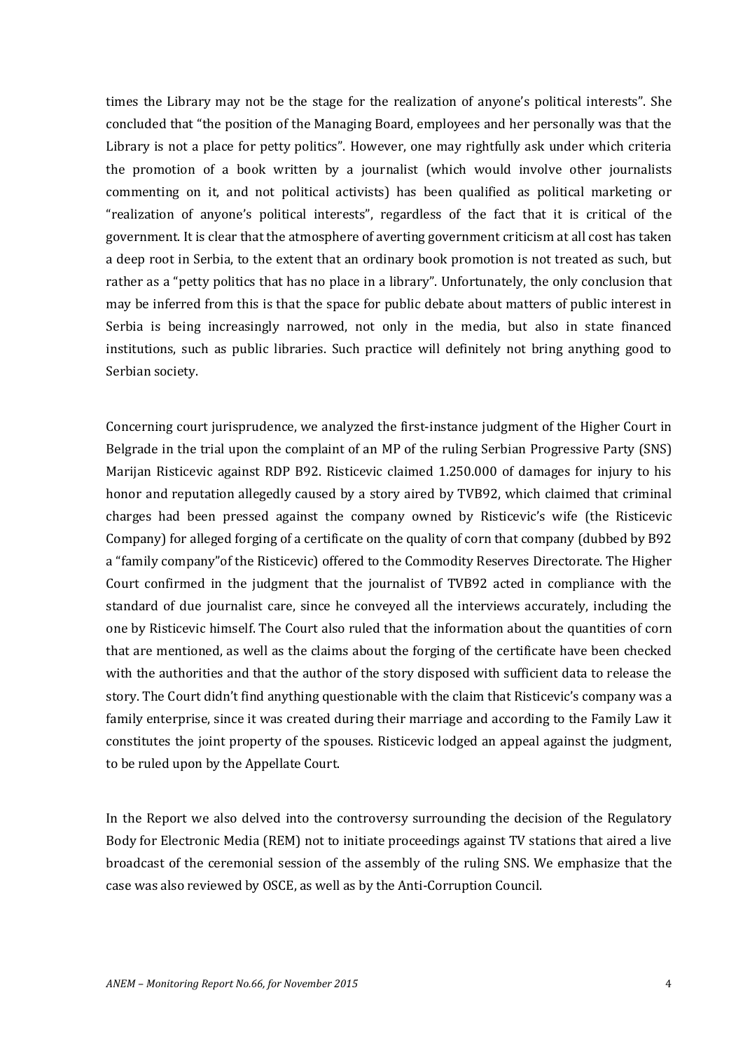times the Library may not be the stage for the realization of anyone's political interests". She concluded that "the position of the Managing Board, employees and her personally was that the Library is not a place for petty politics". However, one may rightfully ask under which criteria the promotion of a book written by a journalist (which would involve other journalists commenting on it, and not political activists) has been qualified as political marketing or "realization of anyone's political interests", regardless of the fact that it is critical of the government. It is clear that the atmosphere of averting government criticism at all cost has taken a deep root in Serbia, to the extent that an ordinary book promotion is not treated as such, but rather as a "petty politics that has no place in a library". Unfortunately, the only conclusion that may be inferred from this is that the space for public debate about matters of public interest in Serbia is being increasingly narrowed, not only in the media, but also in state financed institutions, such as public libraries. Such practice will definitely not bring anything good to Serbian society.

Concerning court jurisprudence, we analyzed the first-instance judgment of the Higher Court in Belgrade in the trial upon the complaint of an MP of the ruling Serbian Progressive Party (SNS) Marijan Risticevic against RDP B92. Risticevic claimed 1.250.000 of damages for injury to his honor and reputation allegedly caused by a story aired by TVB92, which claimed that criminal charges had been pressed against the company owned by Risticevic's wife (the Risticevic Company) for alleged forging of a certificate on the quality of corn that company (dubbed by B92 a "family company"of the Risticevic) offered to the Commodity Reserves Directorate. The Higher Court confirmed in the judgment that the journalist of TVB92 acted in compliance with the standard of due journalist care, since he conveyed all the interviews accurately, including the one by Risticevic himself. The Court also ruled that the information about the quantities of corn that are mentioned, as well as the claims about the forging of the certificate have been checked with the authorities and that the author of the story disposed with sufficient data to release the story. The Court didn't find anything questionable with the claim that Risticevic's company was a family enterprise, since it was created during their marriage and according to the Family Law it constitutes the joint property of the spouses. Risticevic lodged an appeal against the judgment, to be ruled upon by the Appellate Court.

In the Report we also delved into the controversy surrounding the decision of the Regulatory Body for Electronic Media (REM) not to initiate proceedings against TV stations that aired a live broadcast of the ceremonial session of the assembly of the ruling SNS. We emphasize that the case was also reviewed by OSCE, as well as by the Anti-Corruption Council.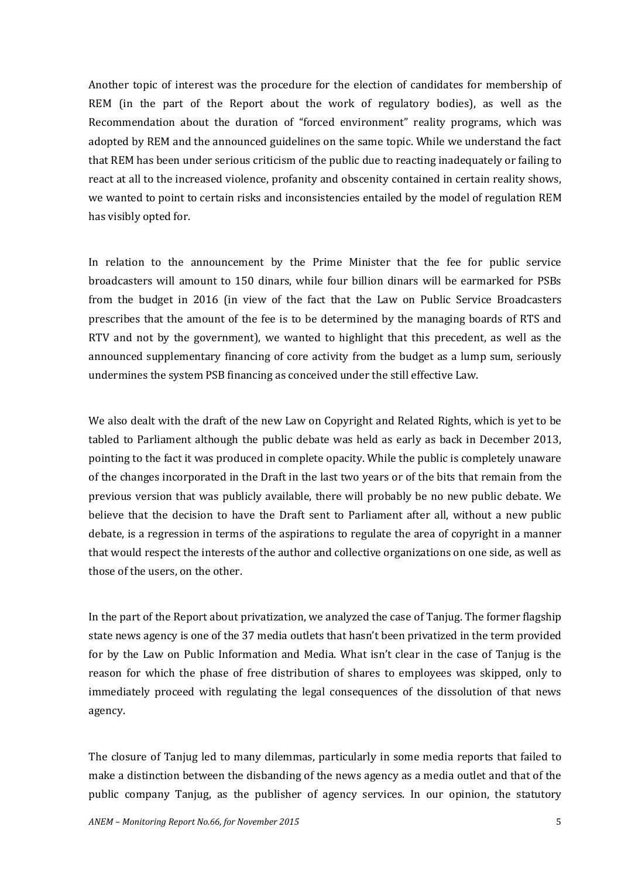Another topic of interest was the procedure for the election of candidates for membership of REM (in the part of the Report about the work of regulatory bodies), as well as the Recommendation about the duration of "forced environment" reality programs, which was adopted by REM and the announced guidelines on the same topic. While we understand the fact that REM has been under serious criticism of the public due to reacting inadequately or failing to react at all to the increased violence, profanity and obscenity contained in certain reality shows, we wanted to point to certain risks and inconsistencies entailed by the model of regulation REM has visibly opted for.

In relation to the announcement by the Prime Minister that the fee for public service broadcasters will amount to 150 dinars, while four billion dinars will be earmarked for PSBs from the budget in 2016 (in view of the fact that the Law on Public Service Broadcasters prescribes that the amount of the fee is to be determined by the managing boards of RTS and RTV and not by the government), we wanted to highlight that this precedent, as well as the announced supplementary financing of core activity from the budget as a lump sum, seriously undermines the system PSB financing as conceived under the still effective Law.

We also dealt with the draft of the new Law on Copyright and Related Rights, which is yet to be tabled to Parliament although the public debate was held as early as back in December 2013, pointing to the fact it was produced in complete opacity. While the public is completely unaware of the changes incorporated in the Draft in the last two years or of the bits that remain from the previous version that was publicly available, there will probably be no new public debate. We believe that the decision to have the Draft sent to Parliament after all, without a new public debate, is a regression in terms of the aspirations to regulate the area of copyright in a manner that would respect the interests of the author and collective organizations on one side, as well as those of the users, on the other.

In the part of the Report about privatization, we analyzed the case of Tanjug. The former flagship state news agency is one of the 37 media outlets that hasn't been privatized in the term provided for by the Law on Public Information and Media. What isn't clear in the case of Tanjug is the reason for which the phase of free distribution of shares to employees was skipped, only to immediately proceed with regulating the legal consequences of the dissolution of that news agency.

The closure of Tanjug led to many dilemmas, particularly in some media reports that failed to make a distinction between the disbanding of the news agency as a media outlet and that of the public company Tanjug, as the publisher of agency services. In our opinion, the statutory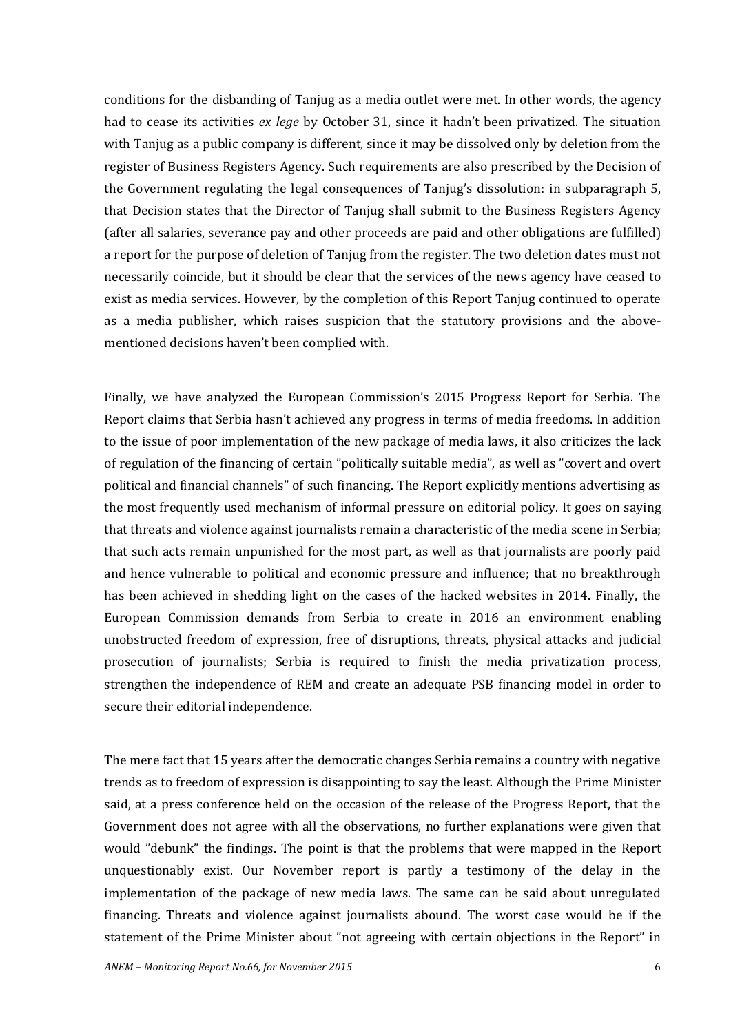conditions for the disbanding of Tanjug as a media outlet were met. In other words, the agency had to cease its activities *ex lege* by October 31, since it hadn't been privatized. The situation with Tanjug as a public company is different, since it may be dissolved only by deletion from the register of Business Registers Agency. Such requirements are also prescribed by the Decision of the Government regulating the legal consequences of Tanjug's dissolution: in subparagraph 5, that Decision states that the Director of Tanjug shall submit to the Business Registers Agency (after all salaries, severance pay and other proceeds are paid and other obligations are fulfilled) a report for the purpose of deletion of Tanjug from the register. The two deletion dates must not necessarily coincide, but it should be clear that the services of the news agency have ceased to exist as media services. However, by the completion of this Report Tanjug continued to operate as a media publisher, which raises suspicion that the statutory provisions and the above-mentioned decisions haven't been complied with.

Finally, we have analyzed the European Commission's 2015 Progress Report for Serbia. The Report claims that Serbia hasn't achieved any progress in terms of media freedoms. In addition to the issue of poor implementation of the new package of media laws, it also criticizes the lack of regulation of the financing of certain "politically suitable media", as well as "covert and overt political and financial channels" of such financing. The Report explicitly mentions advertising as the most frequently used mechanism of informal pressure on editorial policy. It goes on saying that threats and violence against journalists remain a characteristic of the media scene in Serbia; that such acts remain unpunished for the most part, as well as that journalists are poorly paid and hence vulnerable to political and economic pressure and influence; that no breakthrough has been achieved in shedding light on the cases of the hacked websites in 2014. Finally, the European Commission demands from Serbia to create in 2016 an environment enabling unobstructed freedom of expression, free of disruptions, threats, physical attacks and judicial prosecution of journalists; Serbia is required to finish the media privatization process, strengthen the independence of REM and create an adequate PSB financing model in order to secure their editorial independence.

The mere fact that 15 years after the democratic changes Serbia remains a country with negative trends as to freedom of expression is disappointing to say the least. Although the Prime Minister said, at a press conference held on the occasion of the release of the Progress Report, that the Government does not agree with all the observations, no further explanations were given that would "debunk" the findings. The point is that the problems that were mapped in the Report unquestionably exist. Our November report is partly a testimony of the delay in the implementation of the package of new media laws. The same can be said about unregulated financing. Threats and violence against journalists abound. The worst case would be if the statement of the Prime Minister about "not agreeing with certain objections in the Report" in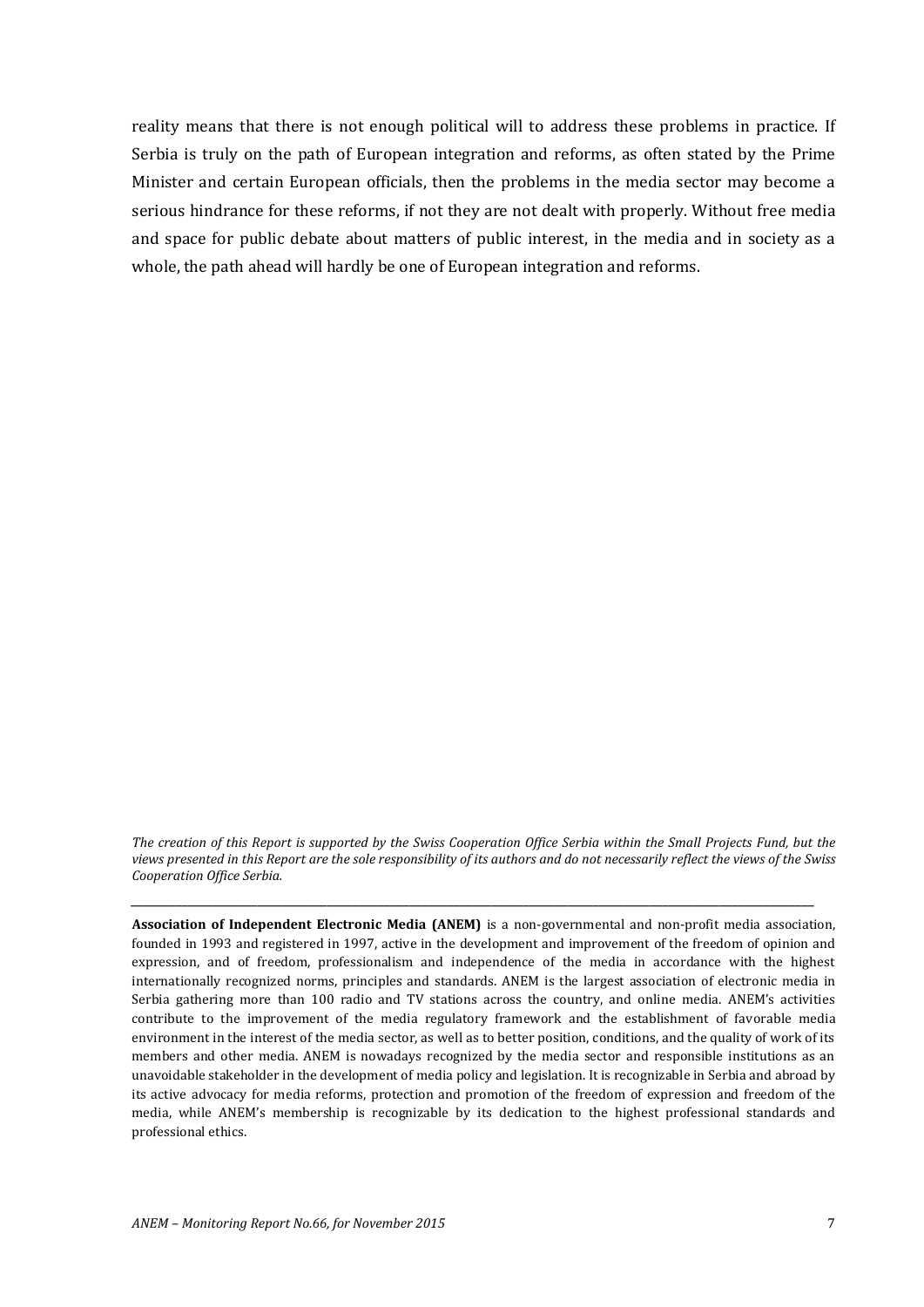reality means that there is not enough political will to address these problems in practice. If Serbia is truly on the path of European integration and reforms, as often stated by the Prime Minister and certain European officials, then the problems in the media sector may become a serious hindrance for these reforms, if not they are not dealt with properly. Without free media and space for public debate about matters of public interest, in the media and in society as a whole, the path ahead will hardly be one of European integration and reforms.

*The creation of this Report is supported by the Swiss Cooperation Office Serbia within the Small Projects Fund, but the views presented in this Report are the sole responsibility of its authors and do not necessarily reflect the views of the Swiss Cooperation Office Serbia.*

---

**Association of Independent Electronic Media (ANEM)** is a non-governmental and non-profit media association, founded in 1993 and registered in 1997, active in the development and improvement of the freedom of opinion and expression, and of freedom, professionalism and independence of the media in accordance with the highest internationally recognized norms, principles and standards. ANEM is the largest association of electronic media in Serbia gathering more than 100 radio and TV stations across the country, and online media. ANEM's activities contribute to the improvement of the media regulatory framework and the establishment of favorable media environment in the interest of the media sector, as well as to better position, conditions, and the quality of work of its members and other media. ANEM is nowadays recognized by the media sector and responsible institutions as an unavoidable stakeholder in the development of media policy and legislation. It is recognizable in Serbia and abroad by its active advocacy for media reforms, protection and promotion of the freedom of expression and freedom of the media, while ANEM's membership is recognizable by its dedication to the highest professional standards and professional ethics.